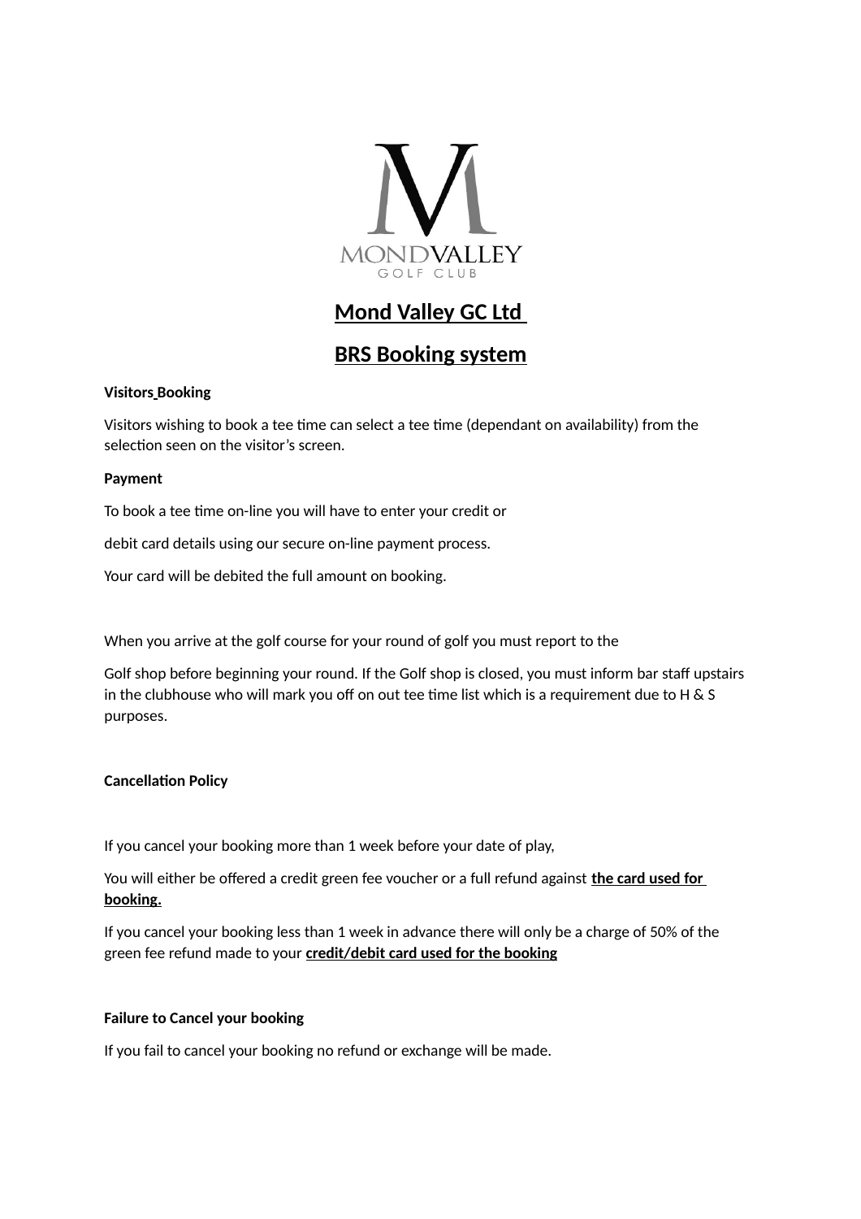# **Mond Valley GC Ltd**

## **BRS Booking system**

**Visitors Booking**

Visitors wishing to book a tee time can select a tee time (dependant on availability) from the selection seen on the visitor's screen.

**Payment**

To book a tee time on-line you will have to enter your credit or

debit card details using our secure on-line payment process.

Your card will be debited the full amount on booking.

When you arrive at the golf course for your round of golf you must report to the

Golf shop before beginning your round. If the Golf shop is closed, you must inform bar staff upstairs in the clubhouse who will mark you off on out tee time list which is a requirement due to H & S purposes.

**Cancellation Policy**

If you cancel your booking more than 1 week before your date of play,

You will either be offered a credit green fee voucher or a full refund against **the card used for booking.**

If you cancel your booking less than 1 week in advance there will only be a charge of 50% of the green fee refund made to your **credit/debit card used for the booking**

**Failure to Cancel your booking**

If you fail to cancel your booking no refund or exchange will be made.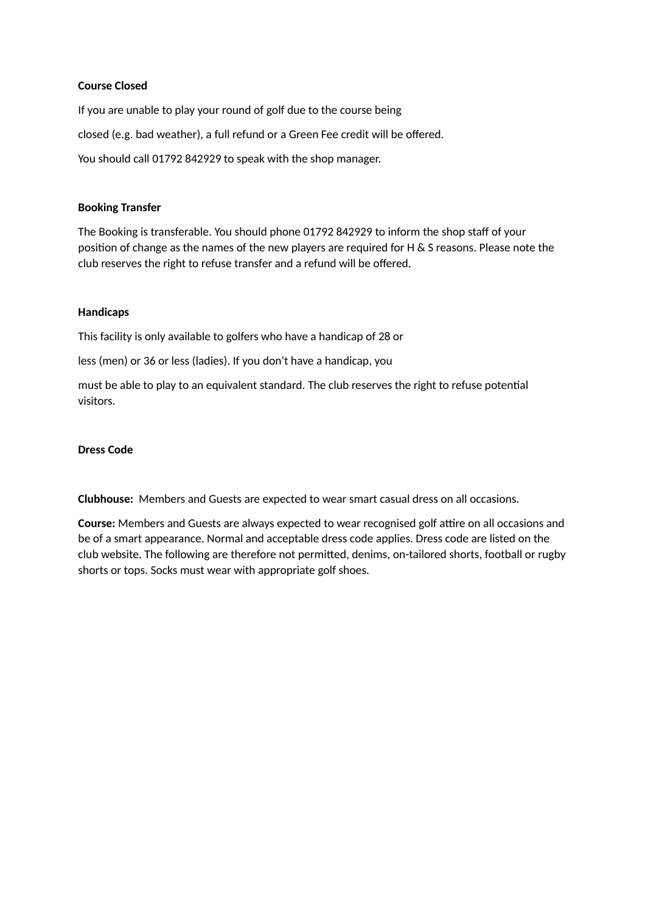**Course Closed**

If you are unable to play your round of golf due to the course being

closed (e.g. bad weather), a full refund or a Green Fee credit will be offered.

You should call 01792 842929 to speak with the shop manager.

**Booking Transfer**

The Booking is transferable. You should phone 01792 842929 to inform the shop staff of your position of change as the names of the new players are required for H & S reasons. Please note the club reserves the right to refuse transfer and a refund will be offered.

**Handicaps**

This facility is only available to golfers who have a handicap of 28 or

less (men) or 36 or less (ladies). If you don't have a handicap, you

must be able to play to an equivalent standard. The club reserves the right to refuse potential visitors.

**Dress Code**

**Clubhouse:** Members and Guests are expected to wear smart casual dress on all occasions.

**Course:** Members and Guests are always expected to wear recognised golf attire on all occasions and be of a smart appearance. Normal and acceptable dress code applies. Dress code are listed on the club website. The following are therefore not permitted, denims, on-tailored shorts, football or rugby shorts or tops. Socks must wear with appropriate golf shoes.